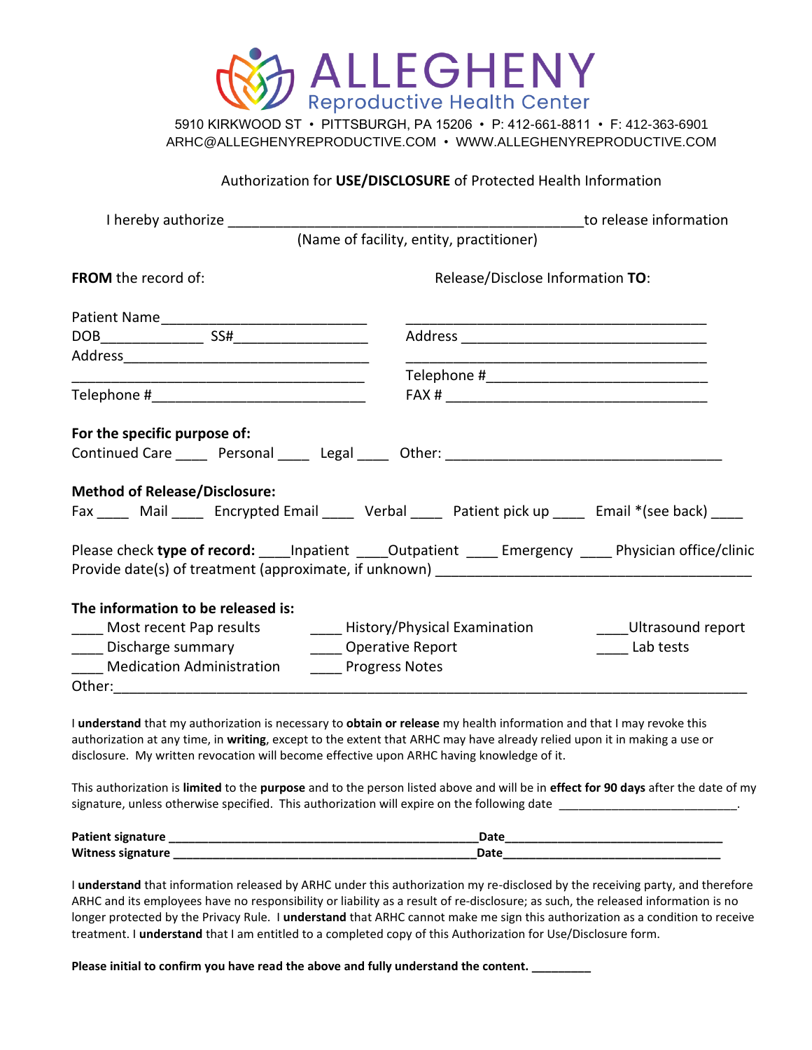# ALLEGHENY
## Reproductive Health Center

5910 KIRKWOOD ST • PITTSBURGH, PA 15206 • P: 412-661-8811 • F: 412-363-6901
ARHC@ALLEGHENYREPRODUCTIVE.COM • WWW.ALLEGHENYREPRODUCTIVE.COM

Authorization for **USE/DISCLOSURE** of Protected Health Information

I hereby authorize ______________________________________________ to release information
(Name of facility, entity, practitioner)

**FROM** the record of:

Patient Name_________________________
DOB_____________ SS#_________________
Address________________________________
______________________________________
Telephone #___________________________

Release/Disclose Information **TO**:

______________________________________
Address _______________________________
______________________________________
Telephone #____________________________
FAX # _________________________________

**For the specific purpose of:**
Continued Care ____ Personal ____ Legal ____ Other: ___________________________________

**Method of Release/Disclosure:**
Fax ____ Mail ____ Encrypted Email ____ Verbal ____ Patient pick up ____ Email *(see back) ____

Please check **type of record:** ____Inpatient ____Outpatient ____ Emergency ____ Physician office/clinic
Provide date(s) of treatment (approximate, if unknown) ________________________________________

**The information to be released is:**
____ Most recent Pap results
____ Discharge summary
____ Medication Administration
____ History/Physical Examination
____ Operative Report
____ Progress Notes
____Ultrasound report
____ Lab tests
Other:_______________________________________________________________________________

I **understand** that my authorization is necessary to **obtain or release** my health information and that I may revoke this authorization at any time, in **writing**, except to the extent that ARHC may have already relied upon it in making a use or disclosure. My written revocation will become effective upon ARHC having knowledge of it.

This authorization is **limited** to the **purpose** and to the person listed above and will be in **effect for 90 days** after the date of my signature, unless otherwise specified. This authorization will expire on the following date _________________________.

**Patient signature _______________________________________________Date________________________________**
**Witness signature ______________________________________________Date________________________________**

I **understand** that information released by ARHC under this authorization my re-disclosed by the receiving party, and therefore ARHC and its employees have no responsibility or liability as a result of re-disclosure; as such, the released information is no longer protected by the Privacy Rule. I **understand** that ARHC cannot make me sign this authorization as a condition to receive treatment. I **understand** that I am entitled to a completed copy of this Authorization for Use/Disclosure form.

**Please initial to confirm you have read the above and fully understand the content. _________**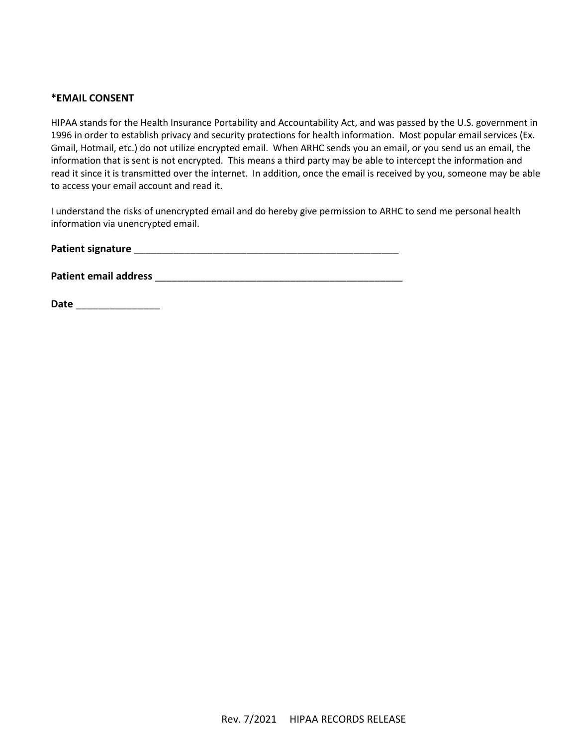**\*EMAIL CONSENT**

HIPAA stands for the Health Insurance Portability and Accountability Act, and was passed by the U.S. government in 1996 in order to establish privacy and security protections for health information. Most popular email services (Ex. Gmail, Hotmail, etc.) do not utilize encrypted email. When ARHC sends you an email, or you send us an email, the information that is sent is not encrypted. This means a third party may be able to intercept the information and read it since it is transmitted over the internet. In addition, once the email is received by you, someone may be able to access your email account and read it.

I understand the risks of unencrypted email and do hereby give permission to ARHC to send me personal health information via unencrypted email.

**Patient signature** ___________________________________________________

**Patient email address** _______________________________________________

**Date** _______________

Rev. 7/2021 HIPAA RECORDS RELEASE